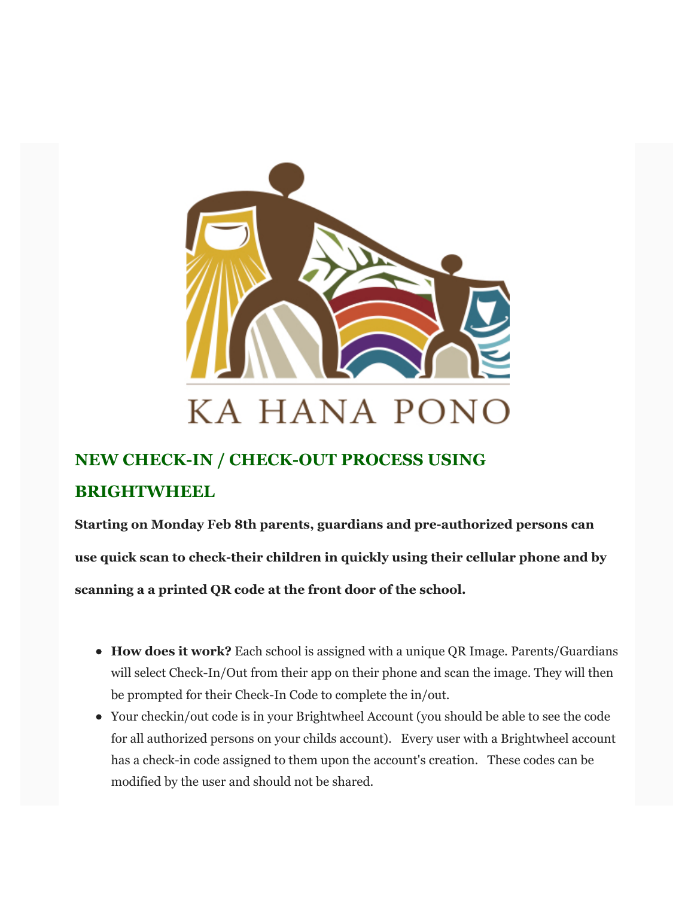KA HANA PONO

## NEW CHECK-IN / CHECK-OUT PROCESS USING BRIGHTWHEEL

**Starting on Monday Feb 8th parents, guardians and pre-authorized persons can use quick scan to check-their children in quickly using their cellular phone and by scanning a a printed QR code at the front door of the school.**

- **How does it work?** Each school is assigned with a unique QR Image. Parents/Guardians will select Check-In/Out from their app on their phone and scan the image. They will then be prompted for their Check-In Code to complete the in/out.
- Your checkin/out code is in your Brightwheel Account (you should be able to see the code for all authorized persons on your childs account). Every user with a Brightwheel account has a check-in code assigned to them upon the account's creation. These codes can be modified by the user and should not be shared.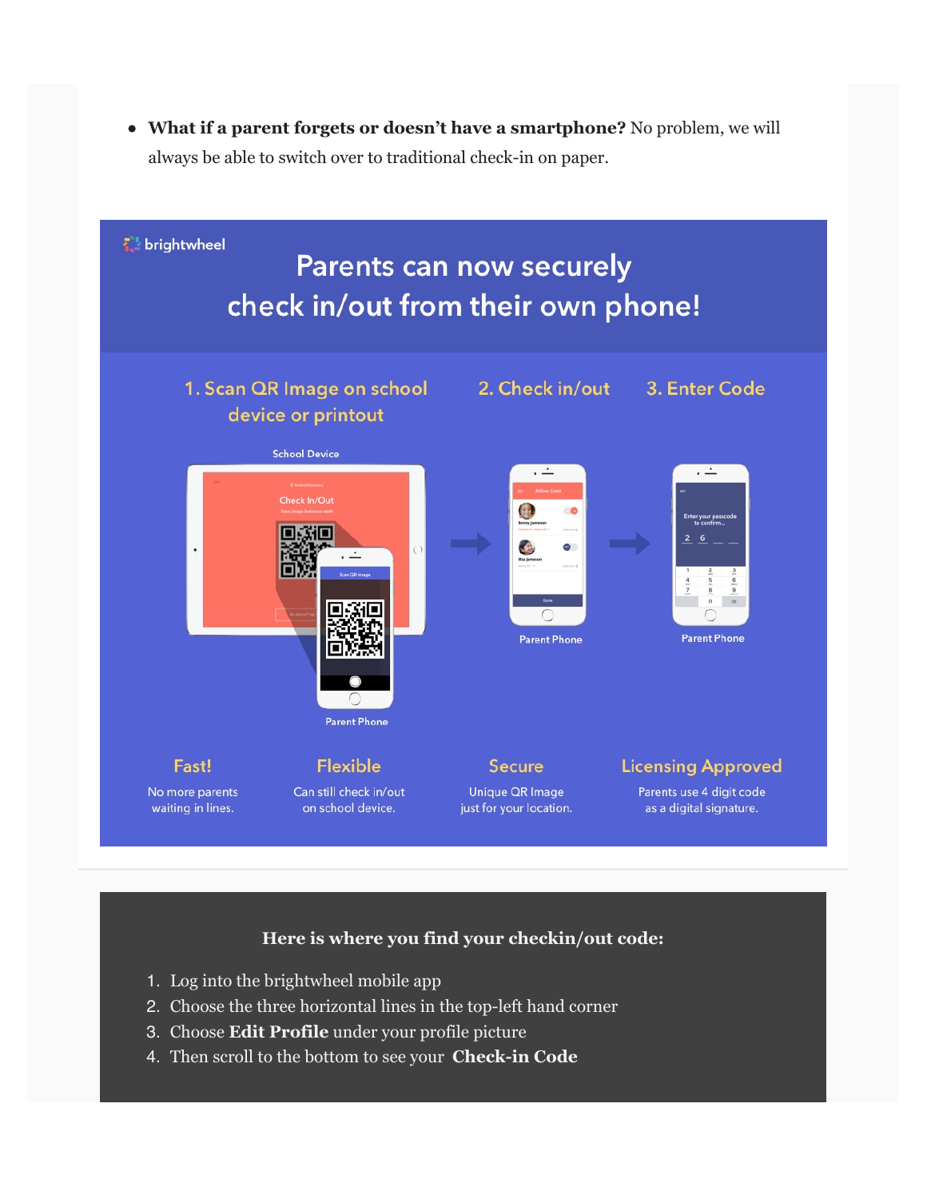- **What if a parent forgets or doesn't have a smartphone?** No problem, we will always be able to switch over to traditional check-in on paper.

brightwheel

## Parents can now securely check in/out from their own phone!

1. Scan QR Image on school device or printout
2. Check in/out
3. Enter Code

School Device

Parent Phone

Parent Phone

Parent Phone

**Fast!**
No more parents waiting in lines.

**Flexible**
Can still check in/out on school device.

**Secure**
Unique QR Image just for your location.

**Licensing Approved**
Parents use 4 digit code as a digital signature.

### Here is where you find your checkin/out code:

1. Log into the brightwheel mobile app
2. Choose the three horizontal lines in the top-left hand corner
3. Choose **Edit Profile** under your profile picture
4. Then scroll to the bottom to see your **Check-in Code**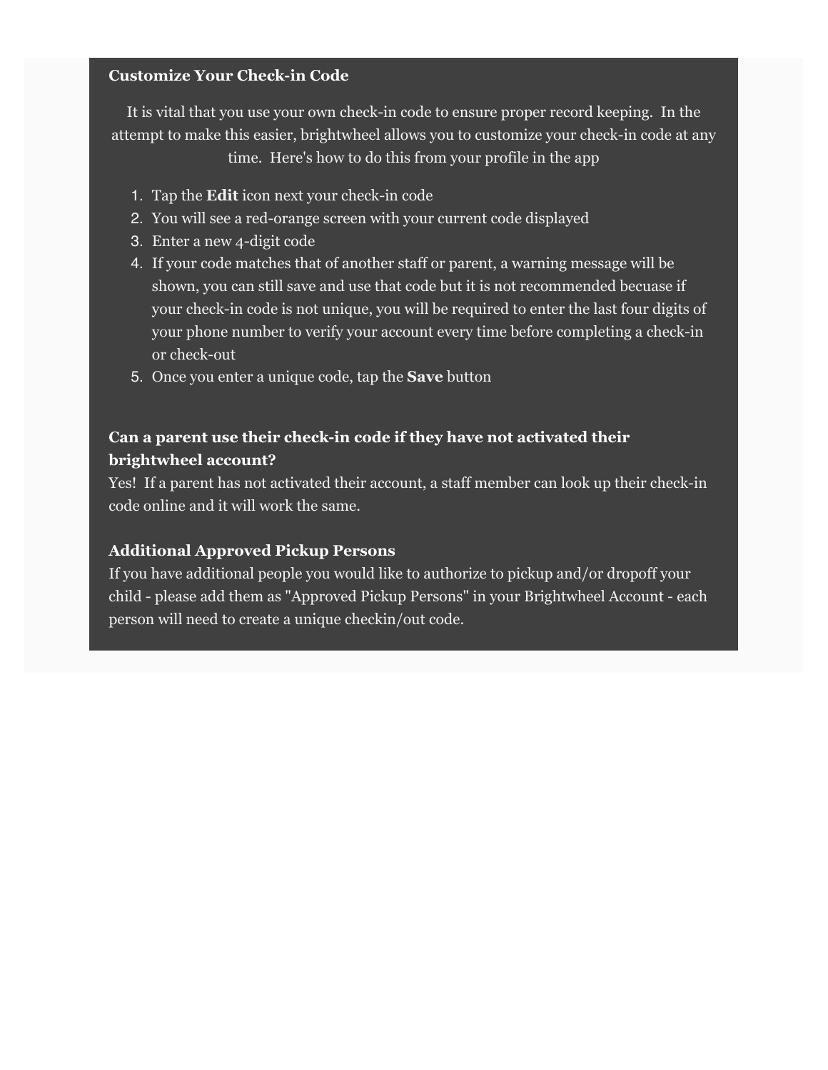**Customize Your Check-in Code**

It is vital that you use your own check-in code to ensure proper record keeping. In the attempt to make this easier, brightwheel allows you to customize your check-in code at any time. Here's how to do this from your profile in the app

1. Tap the **Edit** icon next your check-in code
2. You will see a red-orange screen with your current code displayed
3. Enter a new 4-digit code
4. If your code matches that of another staff or parent, a warning message will be shown, you can still save and use that code but it is not recommended becuase if your check-in code is not unique, you will be required to enter the last four digits of your phone number to verify your account every time before completing a check-in or check-out
5. Once you enter a unique code, tap the **Save** button

**Can a parent use their check-in code if they have not activated their brightwheel account?**

Yes! If a parent has not activated their account, a staff member can look up their check-in code online and it will work the same.

**Additional Approved Pickup Persons**

If you have additional people you would like to authorize to pickup and/or dropoff your child - please add them as "Approved Pickup Persons" in your Brightwheel Account - each person will need to create a unique checkin/out code.